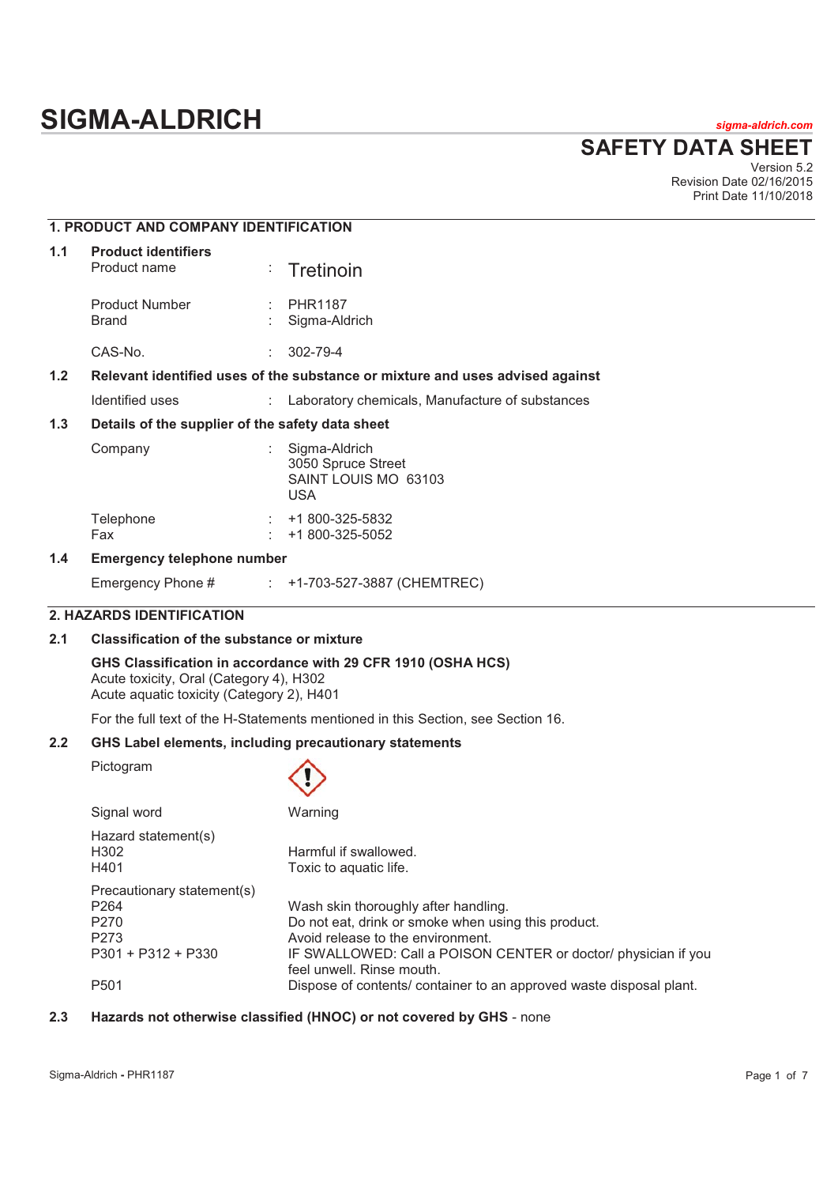# SIGMA-ALDRICH

*sigma-aldrich.com*

## SAFETY DATA SHEET

Version 5.2
Revision Date 02/16/2015
Print Date 11/10/2018

## 1. PRODUCT AND COMPANY IDENTIFICATION

### 1.1 Product identifiers

| | | |
|---|---|---|
| Product name | : | Tretinoin |
| Product Number | : | PHR1187 |
| Brand | : | Sigma-Aldrich |
| CAS-No. | : | 302-79-4 |

### 1.2 Relevant identified uses of the substance or mixture and uses advised against

| | | |
|---|---|---|
| Identified uses | : | Laboratory chemicals, Manufacture of substances |

### 1.3 Details of the supplier of the safety data sheet

| | | |
|---|---|---|
| Company | : | Sigma-Aldrich<br>3050 Spruce Street<br>SAINT LOUIS MO 63103<br>USA |
| Telephone | : | +1 800-325-5832 |
| Fax | : | +1 800-325-5052 |

### 1.4 Emergency telephone number

| | | |
|---|---|---|
| Emergency Phone # | : | +1-703-527-3887 (CHEMTREC) |

## 2. HAZARDS IDENTIFICATION

### 2.1 Classification of the substance or mixture

**GHS Classification in accordance with 29 CFR 1910 (OSHA HCS)**
Acute toxicity, Oral (Category 4), H302
Acute aquatic toxicity (Category 2), H401

For the full text of the H-Statements mentioned in this Section, see Section 16.

### 2.2 GHS Label elements, including precautionary statements

| | |
|---|---|
| Pictogram | |
| Signal word | Warning |
| **Hazard statement(s)** | |
| H302 | Harmful if swallowed. |
| H401 | Toxic to aquatic life. |
| **Precautionary statement(s)** | |
| P264 | Wash skin thoroughly after handling. |
| P270 | Do not eat, drink or smoke when using this product. |
| P273 | Avoid release to the environment. |
| P301 + P312 + P330 | IF SWALLOWED: Call a POISON CENTER or doctor/ physician if you feel unwell. Rinse mouth. |
| P501 | Dispose of contents/ container to an approved waste disposal plant. |

### 2.3 Hazards not otherwise classified (HNOC) or not covered by GHS - none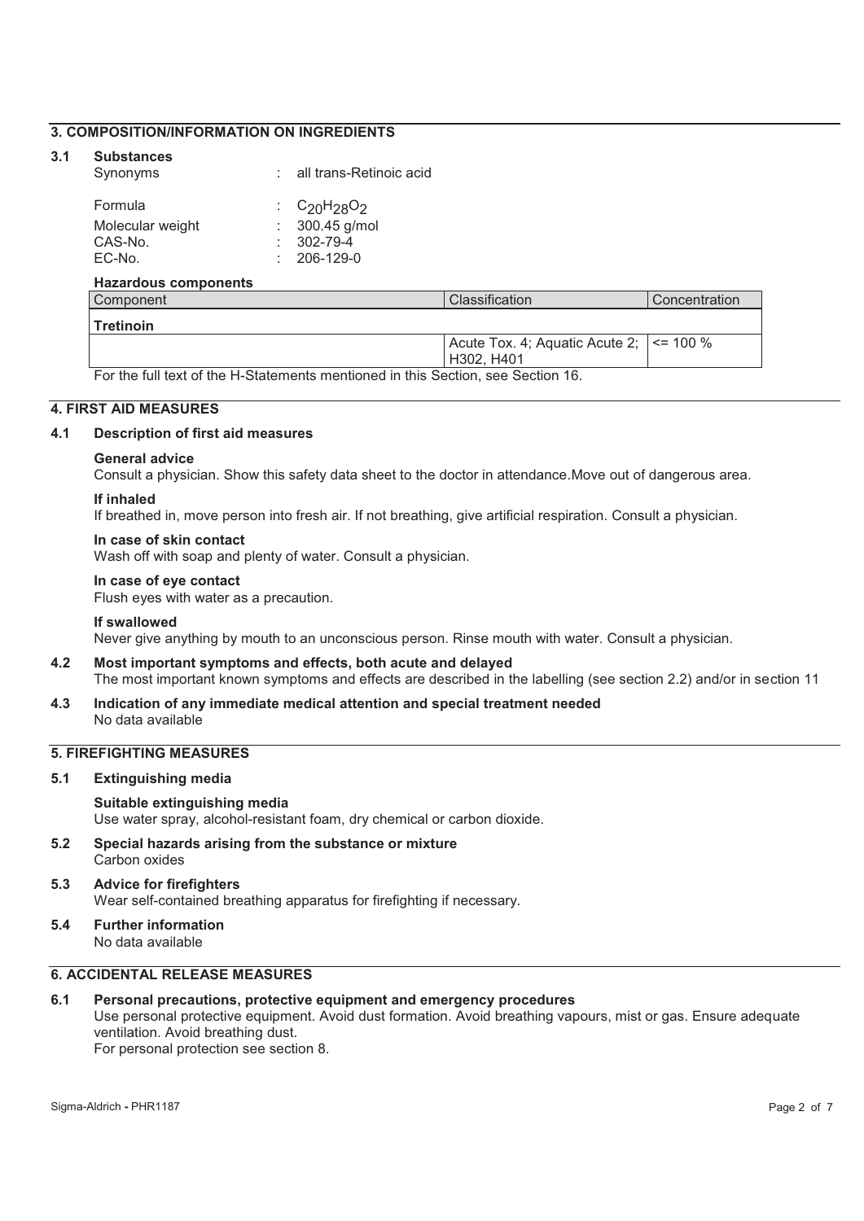## 3. COMPOSITION/INFORMATION ON INGREDIENTS

### 3.1 Substances

Synonyms : all trans-Retinoic acid

Formula : $C_{20}H_{28}O_2$
Molecular weight : 300.45 g/mol
CAS-No. : 302-79-4
EC-No. : 206-129-0

**Hazardous components**

| Component | Classification | Concentration |
|---|---|---|
| **Tretinoin** | | |
| | Acute Tox. 4; Aquatic Acute 2; H302, H401 | <= 100 % |

For the full text of the H-Statements mentioned in this Section, see Section 16.

## 4. FIRST AID MEASURES

### 4.1 Description of first aid measures

**General advice**
Consult a physician. Show this safety data sheet to the doctor in attendance.Move out of dangerous area.

**If inhaled**
If breathed in, move person into fresh air. If not breathing, give artificial respiration. Consult a physician.

**In case of skin contact**
Wash off with soap and plenty of water. Consult a physician.

**In case of eye contact**
Flush eyes with water as a precaution.

**If swallowed**
Never give anything by mouth to an unconscious person. Rinse mouth with water. Consult a physician.

### 4.2 Most important symptoms and effects, both acute and delayed

The most important known symptoms and effects are described in the labelling (see section 2.2) and/or in section 11

### 4.3 Indication of any immediate medical attention and special treatment needed

No data available

## 5. FIREFIGHTING MEASURES

### 5.1 Extinguishing media

**Suitable extinguishing media**
Use water spray, alcohol-resistant foam, dry chemical or carbon dioxide.

### 5.2 Special hazards arising from the substance or mixture

Carbon oxides

### 5.3 Advice for firefighters

Wear self-contained breathing apparatus for firefighting if necessary.

### 5.4 Further information

No data available

## 6. ACCIDENTAL RELEASE MEASURES

### 6.1 Personal precautions, protective equipment and emergency procedures

Use personal protective equipment. Avoid dust formation. Avoid breathing vapours, mist or gas. Ensure adequate ventilation. Avoid breathing dust.
For personal protection see section 8.

Sigma-Aldrich - PHR1187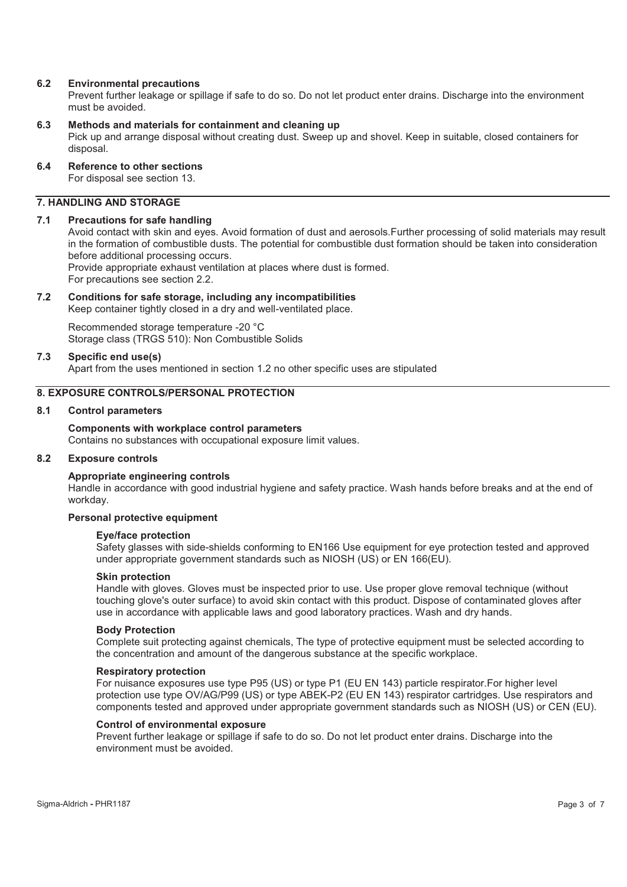### 6.2 Environmental precautions

Prevent further leakage or spillage if safe to do so. Do not let product enter drains. Discharge into the environment must be avoided.

### 6.3 Methods and materials for containment and cleaning up

Pick up and arrange disposal without creating dust. Sweep up and shovel. Keep in suitable, closed containers for disposal.

### 6.4 Reference to other sections

For disposal see section 13.

## 7. HANDLING AND STORAGE

### 7.1 Precautions for safe handling

Avoid contact with skin and eyes. Avoid formation of dust and aerosols.Further processing of solid materials may result in the formation of combustible dusts. The potential for combustible dust formation should be taken into consideration before additional processing occurs.
Provide appropriate exhaust ventilation at places where dust is formed.
For precautions see section 2.2.

### 7.2 Conditions for safe storage, including any incompatibilities

Keep container tightly closed in a dry and well-ventilated place.

Recommended storage temperature -20 °C
Storage class (TRGS 510): Non Combustible Solids

### 7.3 Specific end use(s)

Apart from the uses mentioned in section 1.2 no other specific uses are stipulated

## 8. EXPOSURE CONTROLS/PERSONAL PROTECTION

### 8.1 Control parameters

**Components with workplace control parameters**
Contains no substances with occupational exposure limit values.

### 8.2 Exposure controls

**Appropriate engineering controls**
Handle in accordance with good industrial hygiene and safety practice. Wash hands before breaks and at the end of workday.

**Personal protective equipment**

**Eye/face protection**
Safety glasses with side-shields conforming to EN166 Use equipment for eye protection tested and approved under appropriate government standards such as NIOSH (US) or EN 166(EU).

**Skin protection**
Handle with gloves. Gloves must be inspected prior to use. Use proper glove removal technique (without touching glove's outer surface) to avoid skin contact with this product. Dispose of contaminated gloves after use in accordance with applicable laws and good laboratory practices. Wash and dry hands.

**Body Protection**
Complete suit protecting against chemicals, The type of protective equipment must be selected according to the concentration and amount of the dangerous substance at the specific workplace.

**Respiratory protection**
For nuisance exposures use type P95 (US) or type P1 (EU EN 143) particle respirator.For higher level protection use type OV/AG/P99 (US) or type ABEK-P2 (EU EN 143) respirator cartridges. Use respirators and components tested and approved under appropriate government standards such as NIOSH (US) or CEN (EU).

**Control of environmental exposure**
Prevent further leakage or spillage if safe to do so. Do not let product enter drains. Discharge into the environment must be avoided.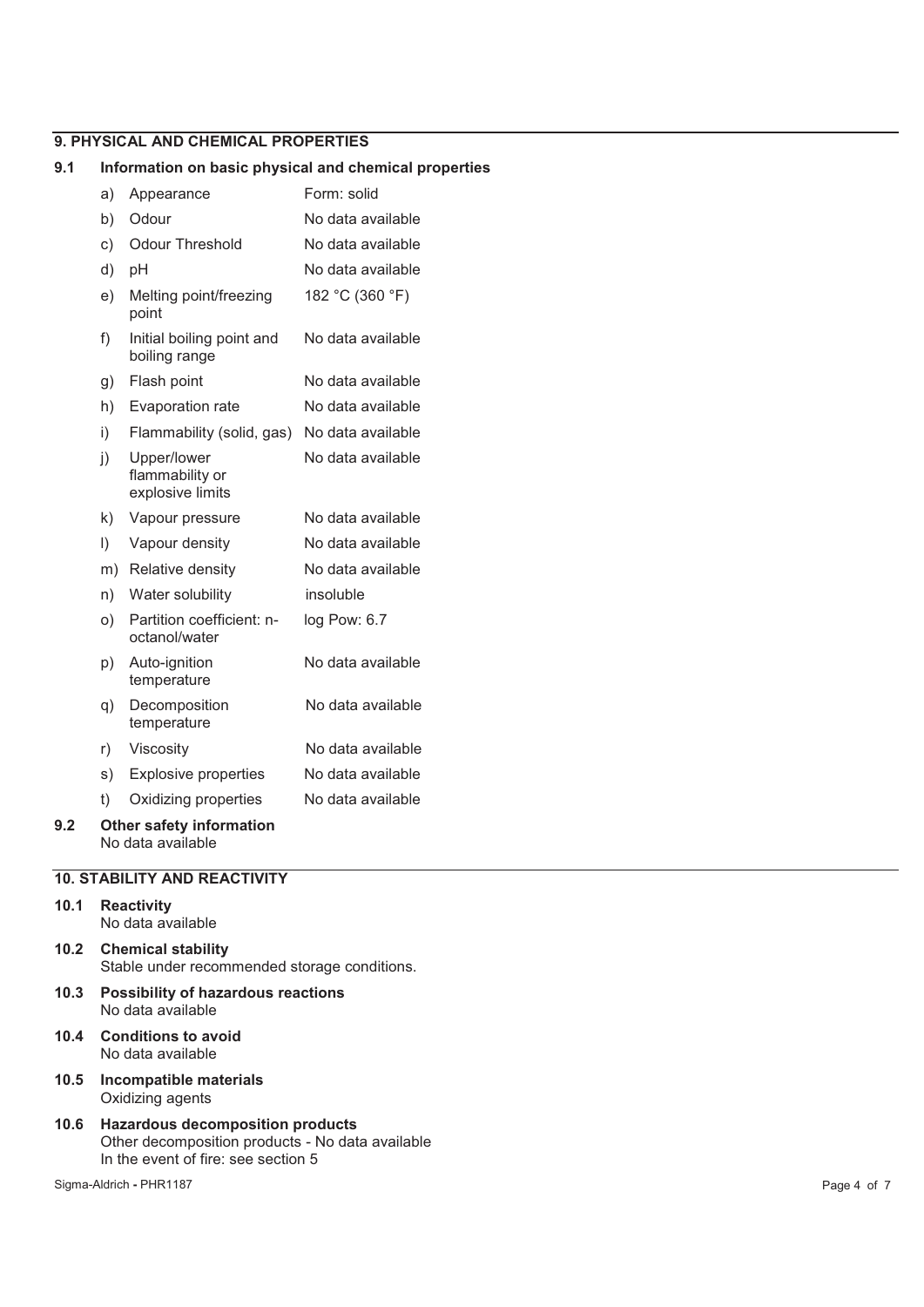## 9. PHYSICAL AND CHEMICAL PROPERTIES

### 9.1 Information on basic physical and chemical properties

| | Property | Value |
|---|---|---|
| a) | Appearance | Form: solid |
| b) | Odour | No data available |
| c) | Odour Threshold | No data available |
| d) | pH | No data available |
| e) | Melting point/freezing point | 182 °C (360 °F) |
| f) | Initial boiling point and boiling range | No data available |
| g) | Flash point | No data available |
| h) | Evaporation rate | No data available |
| i) | Flammability (solid, gas) | No data available |
| j) | Upper/lower flammability or explosive limits | No data available |
| k) | Vapour pressure | No data available |
| l) | Vapour density | No data available |
| m) | Relative density | No data available |
| n) | Water solubility | insoluble |
| o) | Partition coefficient: n-octanol/water | log Pow: 6.7 |
| p) | Auto-ignition temperature | No data available |
| q) | Decomposition temperature | No data available |
| r) | Viscosity | No data available |
| s) | Explosive properties | No data available |
| t) | Oxidizing properties | No data available |

### 9.2 Other safety information

No data available

## 10. STABILITY AND REACTIVITY

### 10.1 Reactivity

No data available

### 10.2 Chemical stability

Stable under recommended storage conditions.

### 10.3 Possibility of hazardous reactions

No data available

### 10.4 Conditions to avoid

No data available

### 10.5 Incompatible materials

Oxidizing agents

### 10.6 Hazardous decomposition products

Other decomposition products - No data available
In the event of fire: see section 5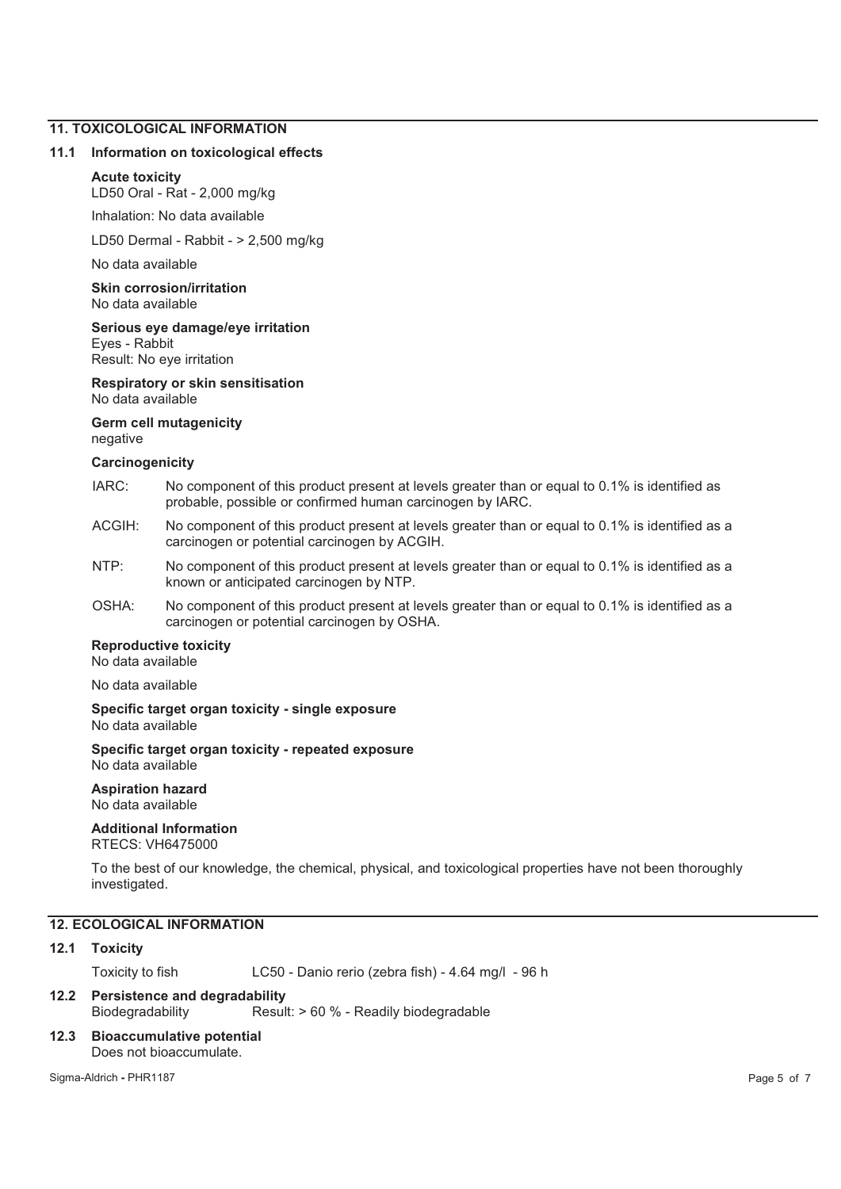## 11. TOXICOLOGICAL INFORMATION

### 11.1 Information on toxicological effects

**Acute toxicity**
LD50 Oral - Rat - 2,000 mg/kg

Inhalation: No data available

LD50 Dermal - Rabbit - > 2,500 mg/kg

No data available

**Skin corrosion/irritation**
No data available

**Serious eye damage/eye irritation**
Eyes - Rabbit
Result: No eye irritation

**Respiratory or skin sensitisation**
No data available

**Germ cell mutagenicity**
negative

**Carcinogenicity**

IARC: No component of this product present at levels greater than or equal to 0.1% is identified as probable, possible or confirmed human carcinogen by IARC.

ACGIH: No component of this product present at levels greater than or equal to 0.1% is identified as a carcinogen or potential carcinogen by ACGIH.

NTP: No component of this product present at levels greater than or equal to 0.1% is identified as a known or anticipated carcinogen by NTP.

OSHA: No component of this product present at levels greater than or equal to 0.1% is identified as a carcinogen or potential carcinogen by OSHA.

**Reproductive toxicity**
No data available

No data available

**Specific target organ toxicity - single exposure**
No data available

**Specific target organ toxicity - repeated exposure**
No data available

**Aspiration hazard**
No data available

**Additional Information**
RTECS: VH6475000

To the best of our knowledge, the chemical, physical, and toxicological properties have not been thoroughly investigated.

## 12. ECOLOGICAL INFORMATION

### 12.1 Toxicity

Toxicity to fish LC50 - Danio rerio (zebra fish) - 4.64 mg/l - 96 h

### 12.2 Persistence and degradability

Biodegradability Result: > 60 % - Readily biodegradable

### 12.3 Bioaccumulative potential

Does not bioaccumulate.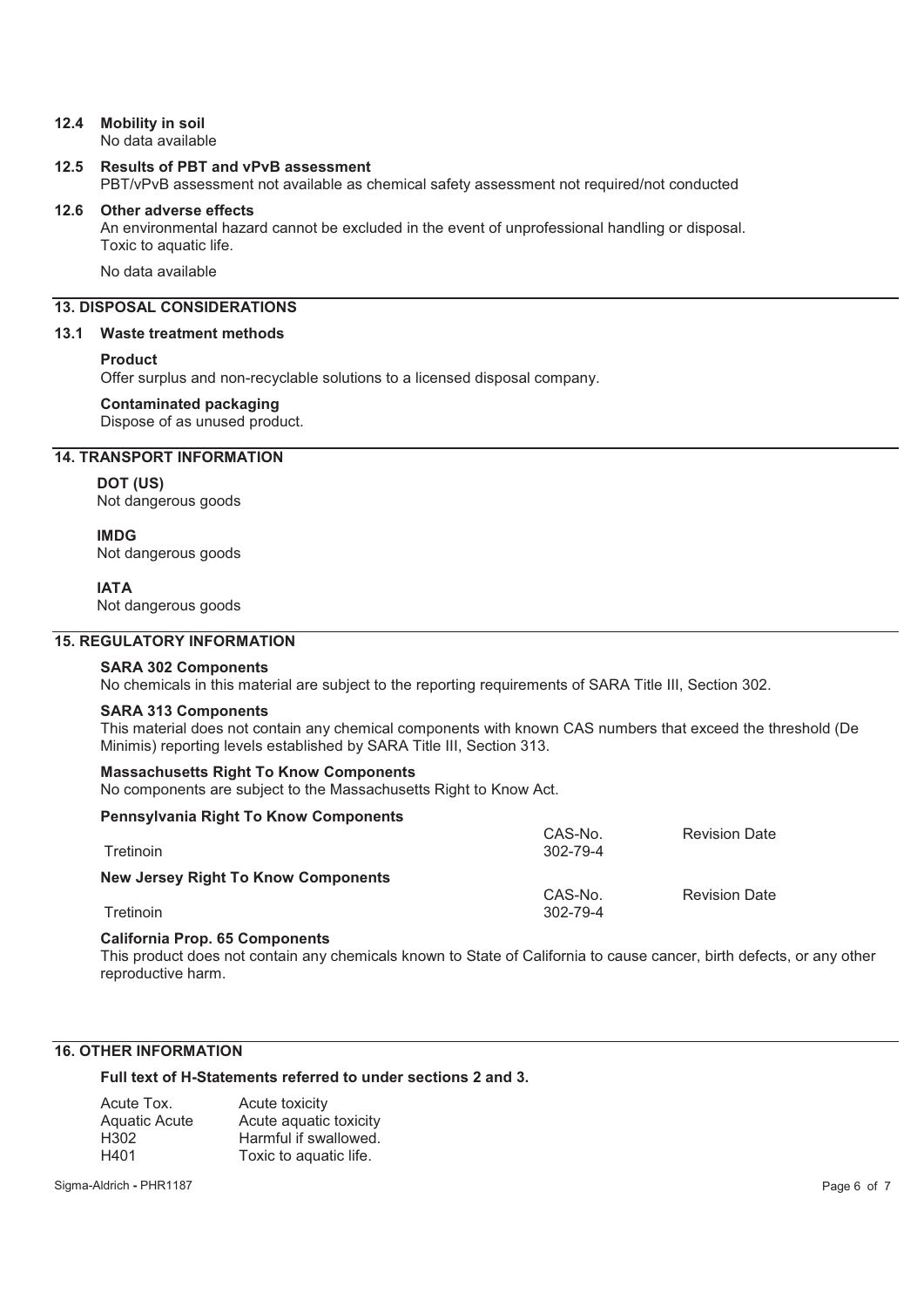**12.4 Mobility in soil**
No data available

**12.5 Results of PBT and vPvB assessment**
PBT/vPvB assessment not available as chemical safety assessment not required/not conducted

**12.6 Other adverse effects**
An environmental hazard cannot be excluded in the event of unprofessional handling or disposal.
Toxic to aquatic life.

No data available

## 13. DISPOSAL CONSIDERATIONS

**13.1 Waste treatment methods**

**Product**
Offer surplus and non-recyclable solutions to a licensed disposal company.

**Contaminated packaging**
Dispose of as unused product.

## 14. TRANSPORT INFORMATION

**DOT (US)**
Not dangerous goods

**IMDG**
Not dangerous goods

**IATA**
Not dangerous goods

## 15. REGULATORY INFORMATION

**SARA 302 Components**
No chemicals in this material are subject to the reporting requirements of SARA Title III, Section 302.

**SARA 313 Components**
This material does not contain any chemical components with known CAS numbers that exceed the threshold (De Minimis) reporting levels established by SARA Title III, Section 313.

**Massachusetts Right To Know Components**
No components are subject to the Massachusetts Right to Know Act.

**Pennsylvania Right To Know Components**

| | CAS-No. | Revision Date |
|---|---|---|
| Tretinoin | 302-79-4 | |

**New Jersey Right To Know Components**

| | CAS-No. | Revision Date |
|---|---|---|
| Tretinoin | 302-79-4 | |

**California Prop. 65 Components**
This product does not contain any chemicals known to State of California to cause cancer, birth defects, or any other reproductive harm.

## 16. OTHER INFORMATION

**Full text of H-Statements referred to under sections 2 and 3.**

| | |
|---|---|
| Acute Tox. | Acute toxicity |
| Aquatic Acute | Acute aquatic toxicity |
| H302 | Harmful if swallowed. |
| H401 | Toxic to aquatic life. |

Sigma-Aldrich - PHR1187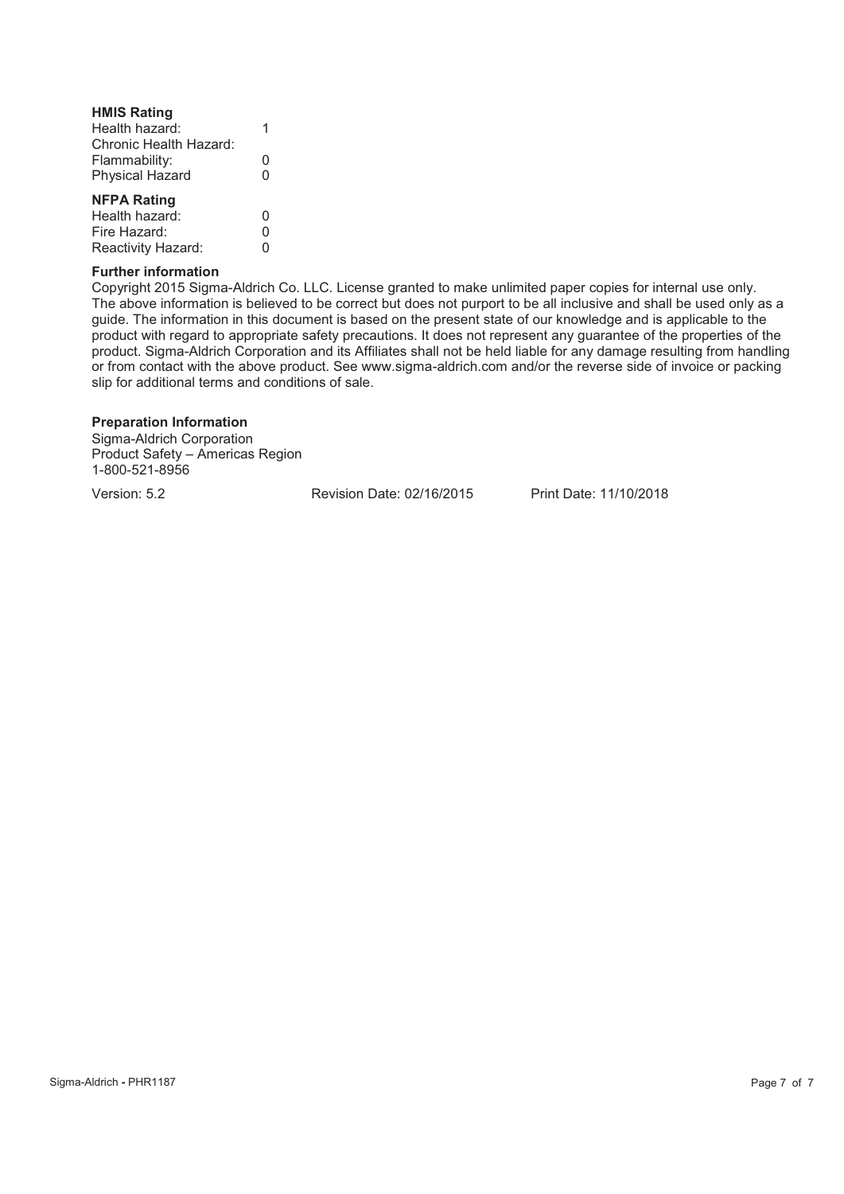**HMIS Rating**

| | |
|---|---|
| Health hazard: | 1 |
| Chronic Health Hazard: | |
| Flammability: | 0 |
| Physical Hazard | 0 |

**NFPA Rating**

| | |
|---|---|
| Health hazard: | 0 |
| Fire Hazard: | 0 |
| Reactivity Hazard: | 0 |

**Further information**

Copyright 2015 Sigma-Aldrich Co. LLC. License granted to make unlimited paper copies for internal use only.
The above information is believed to be correct but does not purport to be all inclusive and shall be used only as a guide. The information in this document is based on the present state of our knowledge and is applicable to the product with regard to appropriate safety precautions. It does not represent any guarantee of the properties of the product. Sigma-Aldrich Corporation and its Affiliates shall not be held liable for any damage resulting from handling or from contact with the above product. See www.sigma-aldrich.com and/or the reverse side of invoice or packing slip for additional terms and conditions of sale.

**Preparation Information**

Sigma-Aldrich Corporation
Product Safety – Americas Region
1-800-521-8956

Version: 5.2 Revision Date: 02/16/2015 Print Date: 11/10/2018